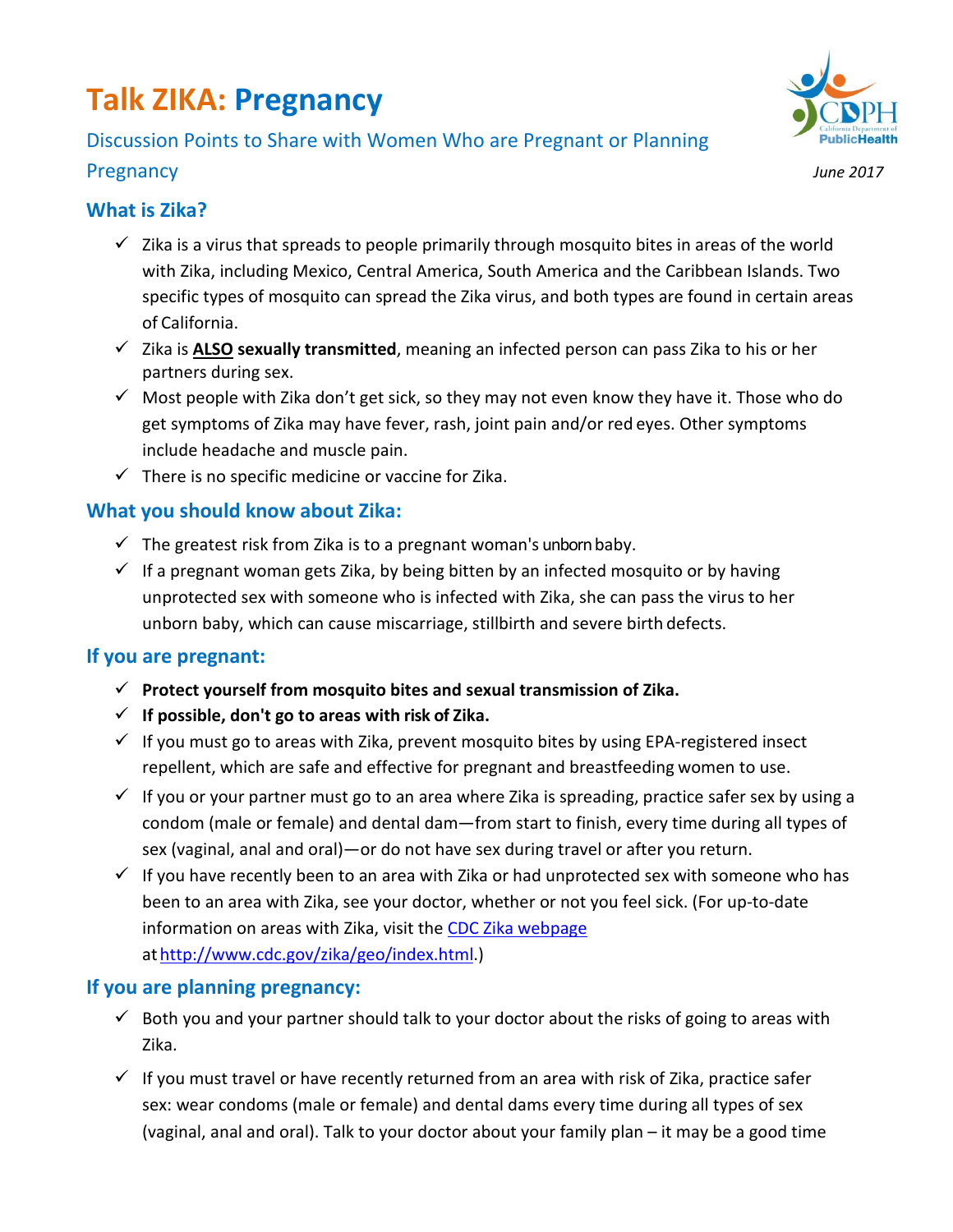# Talk ZIKA: Pregnancy

Discussion Points to Share with Women Who are Pregnant or Planning Pregnancy

*June 2017*

## What is Zika?

- ✓ Zika is a virus that spreads to people primarily through mosquito bites in areas of the world with Zika, including Mexico, Central America, South America and the Caribbean Islands. Two specific types of mosquito can spread the Zika virus, and both types are found in certain areas of California.
- ✓ Zika is **ALSO sexually transmitted**, meaning an infected person can pass Zika to his or her partners during sex.
- ✓ Most people with Zika don't get sick, so they may not even know they have it. Those who do get symptoms of Zika may have fever, rash, joint pain and/or red eyes. Other symptoms include headache and muscle pain.
- ✓ There is no specific medicine or vaccine for Zika.

## What you should know about Zika:

- ✓ The greatest risk from Zika is to a pregnant woman's unborn baby.
- ✓ If a pregnant woman gets Zika, by being bitten by an infected mosquito or by having unprotected sex with someone who is infected with Zika, she can pass the virus to her unborn baby, which can cause miscarriage, stillbirth and severe birth defects.

## If you are pregnant:

- ✓ **Protect yourself from mosquito bites and sexual transmission of Zika.**
- ✓ **If possible, don't go to areas with risk of Zika.**
- ✓ If you must go to areas with Zika, prevent mosquito bites by using EPA-registered insect repellent, which are safe and effective for pregnant and breastfeeding women to use.
- ✓ If you or your partner must go to an area where Zika is spreading, practice safer sex by using a condom (male or female) and dental dam—from start to finish, every time during all types of sex (vaginal, anal and oral)—or do not have sex during travel or after you return.
- ✓ If you have recently been to an area with Zika or had unprotected sex with someone who has been to an area with Zika, see your doctor, whether or not you feel sick. (For up-to-date information on areas with Zika, visit the CDC Zika webpage at http://www.cdc.gov/zika/geo/index.html.)

## If you are planning pregnancy:

- ✓ Both you and your partner should talk to your doctor about the risks of going to areas with Zika.
- ✓ If you must travel or have recently returned from an area with risk of Zika, practice safer sex: wear condoms (male or female) and dental dams every time during all types of sex (vaginal, anal and oral). Talk to your doctor about your family plan – it may be a good time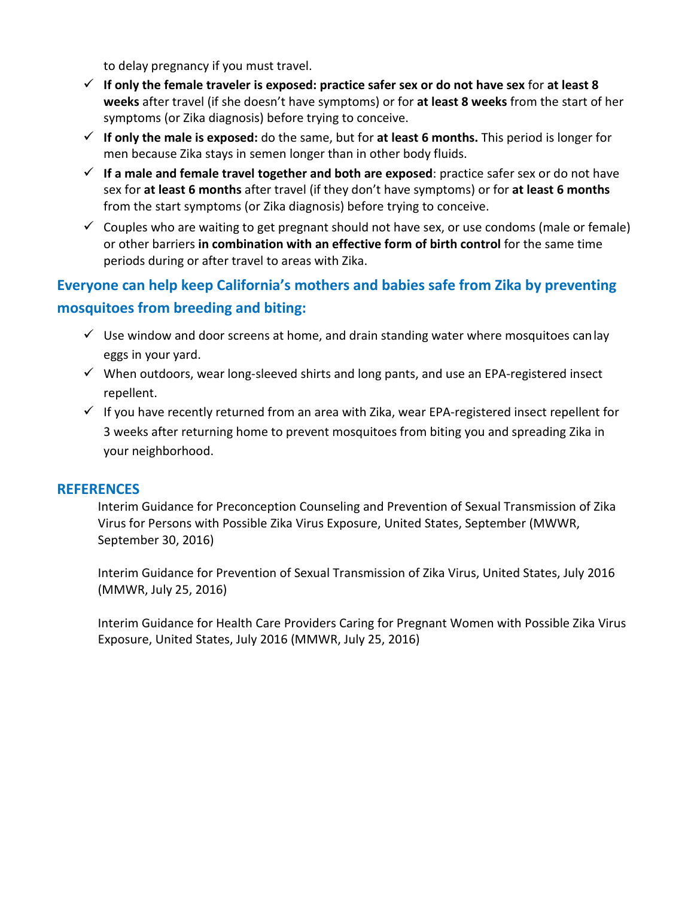to delay pregnancy if you must travel.

- ✓ **If only the female traveler is exposed: practice safer sex or do not have sex** for **at least 8 weeks** after travel (if she doesn't have symptoms) or for **at least 8 weeks** from the start of her symptoms (or Zika diagnosis) before trying to conceive.
- ✓ **If only the male is exposed:** do the same, but for **at least 6 months.** This period is longer for men because Zika stays in semen longer than in other body fluids.
- ✓ **If a male and female travel together and both are exposed**: practice safer sex or do not have sex for **at least 6 months** after travel (if they don't have symptoms) or for **at least 6 months** from the start symptoms (or Zika diagnosis) before trying to conceive.
- ✓ Couples who are waiting to get pregnant should not have sex, or use condoms (male or female) or other barriers **in combination with an effective form of birth control** for the same time periods during or after travel to areas with Zika.

## Everyone can help keep California's mothers and babies safe from Zika by preventing mosquitoes from breeding and biting:

- ✓ Use window and door screens at home, and drain standing water where mosquitoes can lay eggs in your yard.
- ✓ When outdoors, wear long-sleeved shirts and long pants, and use an EPA-registered insect repellent.
- ✓ If you have recently returned from an area with Zika, wear EPA-registered insect repellent for 3 weeks after returning home to prevent mosquitoes from biting you and spreading Zika in your neighborhood.

## REFERENCES

Interim Guidance for Preconception Counseling and Prevention of Sexual Transmission of Zika Virus for Persons with Possible Zika Virus Exposure, United States, September (MWWR, September 30, 2016)

Interim Guidance for Prevention of Sexual Transmission of Zika Virus, United States, July 2016 (MMWR, July 25, 2016)

Interim Guidance for Health Care Providers Caring for Pregnant Women with Possible Zika Virus Exposure, United States, July 2016 (MMWR, July 25, 2016)